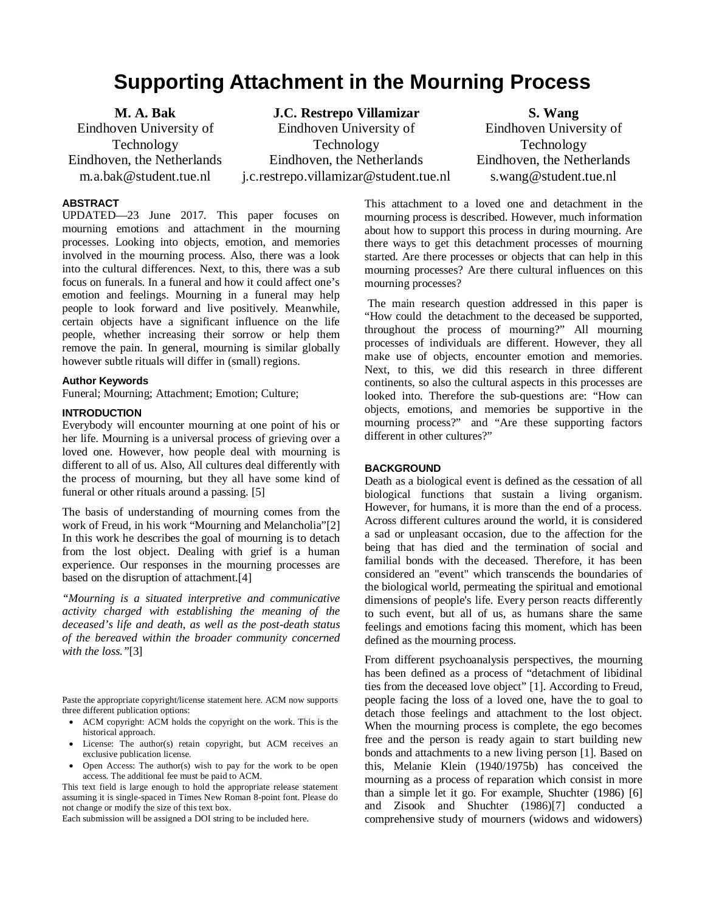# Supporting Attachment in the Mourning Process

**M. A. Bak**
Eindhoven University of Technology
Eindhoven, the Netherlands
m.a.bak@student.tue.nl

**J.C. Restrepo Villamizar**
Eindhoven University of Technology
Eindhoven, the Netherlands
j.c.restrepo.villamizar@student.tue.nl

**S. Wang**
Eindhoven University of Technology
Eindhoven, the Netherlands
s.wang@student.tue.nl

### ABSTRACT

UPDATED—23 June 2017. This paper focuses on mourning emotions and attachment in the mourning processes. Looking into objects, emotion, and memories involved in the mourning process. Also, there was a look into the cultural differences. Next, to this, there was a sub focus on funerals. In a funeral and how it could affect one's emotion and feelings. Mourning in a funeral may help people to look forward and live positively. Meanwhile, certain objects have a significant influence on the life people, whether increasing their sorrow or help them remove the pain. In general, mourning is similar globally however subtle rituals will differ in (small) regions.

### Author Keywords

Funeral; Mourning; Attachment; Emotion; Culture;

### INTRODUCTION

Everybody will encounter mourning at one point of his or her life. Mourning is a universal process of grieving over a loved one. However, how people deal with mourning is different to all of us. Also, All cultures deal differently with the process of mourning, but they all have some kind of funeral or other rituals around a passing. [5]

The basis of understanding of mourning comes from the work of Freud, in his work "Mourning and Melancholia"[2] In this work he describes the goal of mourning is to detach from the lost object. Dealing with grief is a human experience. Our responses in the mourning processes are based on the disruption of attachment.[4]

*"Mourning is a situated interpretive and communicative activity charged with establishing the meaning of the deceased's life and death, as well as the post-death status of the bereaved within the broader community concerned with the loss."*[3]

Paste the appropriate copyright/license statement here. ACM now supports three different publication options:

- ACM copyright: ACM holds the copyright on the work. This is the historical approach.
- License: The author(s) retain copyright, but ACM receives an exclusive publication license.
- Open Access: The author(s) wish to pay for the work to be open access. The additional fee must be paid to ACM.

This text field is large enough to hold the appropriate release statement assuming it is single-spaced in Times New Roman 8-point font. Please do not change or modify the size of this text box.

Each submission will be assigned a DOI string to be included here.

This attachment to a loved one and detachment in the mourning process is described. However, much information about how to support this process in during mourning. Are there ways to get this detachment processes of mourning started. Are there processes or objects that can help in this mourning processes? Are there cultural influences on this mourning processes?

The main research question addressed in this paper is "How could the detachment to the deceased be supported, throughout the process of mourning?" All mourning processes of individuals are different. However, they all make use of objects, encounter emotion and memories. Next, to this, we did this research in three different continents, so also the cultural aspects in this processes are looked into. Therefore the sub-questions are: "How can objects, emotions, and memories be supportive in the mourning process?" and "Are these supporting factors different in other cultures?"

### BACKGROUND

Death as a biological event is defined as the cessation of all biological functions that sustain a living organism. However, for humans, it is more than the end of a process. Across different cultures around the world, it is considered a sad or unpleasant occasion, due to the affection for the being that has died and the termination of social and familial bonds with the deceased. Therefore, it has been considered an "event" which transcends the boundaries of the biological world, permeating the spiritual and emotional dimensions of people's life. Every person reacts differently to such event, but all of us, as humans share the same feelings and emotions facing this moment, which has been defined as the mourning process.

From different psychoanalysis perspectives, the mourning has been defined as a process of "detachment of libidinal ties from the deceased love object" [1]. According to Freud, people facing the loss of a loved one, have the to goal to detach those feelings and attachment to the lost object. When the mourning process is complete, the ego becomes free and the person is ready again to start building new bonds and attachments to a new living person [1]. Based on this, Melanie Klein (1940/1975b) has conceived the mourning as a process of reparation which consist in more than a simple let it go. For example, Shuchter (1986) [6] and Zisook and Shuchter (1986)[7] conducted a comprehensive study of mourners (widows and widowers)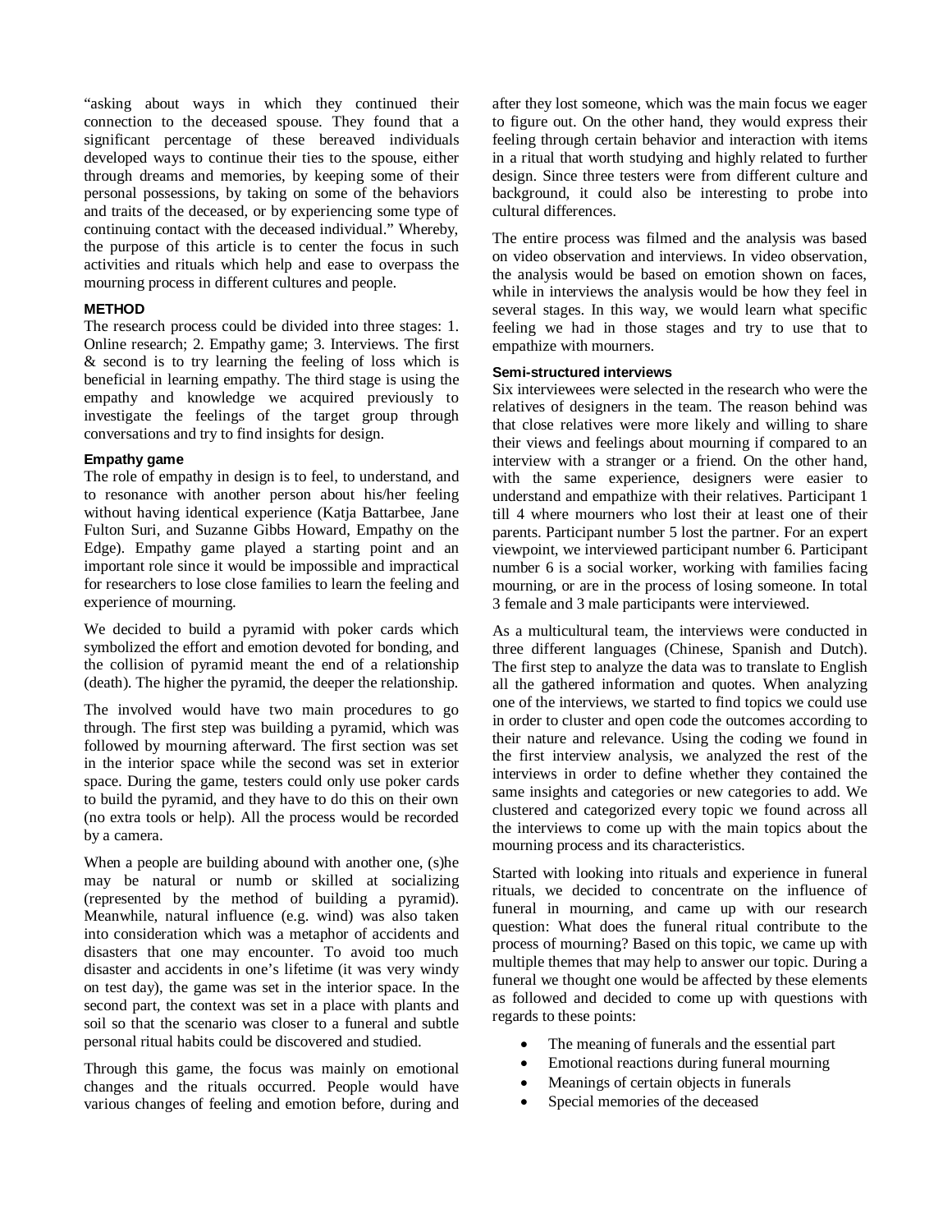"asking about ways in which they continued their connection to the deceased spouse. They found that a significant percentage of these bereaved individuals developed ways to continue their ties to the spouse, either through dreams and memories, by keeping some of their personal possessions, by taking on some of the behaviors and traits of the deceased, or by experiencing some type of continuing contact with the deceased individual." Whereby, the purpose of this article is to center the focus in such activities and rituals which help and ease to overpass the mourning process in different cultures and people.

## METHOD

The research process could be divided into three stages: 1. Online research; 2. Empathy game; 3. Interviews. The first & second is to try learning the feeling of loss which is beneficial in learning empathy. The third stage is using the empathy and knowledge we acquired previously to investigate the feelings of the target group through conversations and try to find insights for design.

### Empathy game

The role of empathy in design is to feel, to understand, and to resonance with another person about his/her feeling without having identical experience (Katja Battarbee, Jane Fulton Suri, and Suzanne Gibbs Howard, Empathy on the Edge). Empathy game played a starting point and an important role since it would be impossible and impractical for researchers to lose close families to learn the feeling and experience of mourning.

We decided to build a pyramid with poker cards which symbolized the effort and emotion devoted for bonding, and the collision of pyramid meant the end of a relationship (death). The higher the pyramid, the deeper the relationship.

The involved would have two main procedures to go through. The first step was building a pyramid, which was followed by mourning afterward. The first section was set in the interior space while the second was set in exterior space. During the game, testers could only use poker cards to build the pyramid, and they have to do this on their own (no extra tools or help). All the process would be recorded by a camera.

When a people are building abound with another one, (s)he may be natural or numb or skilled at socializing (represented by the method of building a pyramid). Meanwhile, natural influence (e.g. wind) was also taken into consideration which was a metaphor of accidents and disasters that one may encounter. To avoid too much disaster and accidents in one's lifetime (it was very windy on test day), the game was set in the interior space. In the second part, the context was set in a place with plants and soil so that the scenario was closer to a funeral and subtle personal ritual habits could be discovered and studied.

Through this game, the focus was mainly on emotional changes and the rituals occurred. People would have various changes of feeling and emotion before, during and after they lost someone, which was the main focus we eager to figure out. On the other hand, they would express their feeling through certain behavior and interaction with items in a ritual that worth studying and highly related to further design. Since three testers were from different culture and background, it could also be interesting to probe into cultural differences.

The entire process was filmed and the analysis was based on video observation and interviews. In video observation, the analysis would be based on emotion shown on faces, while in interviews the analysis would be how they feel in several stages. In this way, we would learn what specific feeling we had in those stages and try to use that to empathize with mourners.

### Semi-structured interviews

Six interviewees were selected in the research who were the relatives of designers in the team. The reason behind was that close relatives were more likely and willing to share their views and feelings about mourning if compared to an interview with a stranger or a friend. On the other hand, with the same experience, designers were easier to understand and empathize with their relatives. Participant 1 till 4 where mourners who lost their at least one of their parents. Participant number 5 lost the partner. For an expert viewpoint, we interviewed participant number 6. Participant number 6 is a social worker, working with families facing mourning, or are in the process of losing someone. In total 3 female and 3 male participants were interviewed.

As a multicultural team, the interviews were conducted in three different languages (Chinese, Spanish and Dutch). The first step to analyze the data was to translate to English all the gathered information and quotes. When analyzing one of the interviews, we started to find topics we could use in order to cluster and open code the outcomes according to their nature and relevance. Using the coding we found in the first interview analysis, we analyzed the rest of the interviews in order to define whether they contained the same insights and categories or new categories to add. We clustered and categorized every topic we found across all the interviews to come up with the main topics about the mourning process and its characteristics.

Started with looking into rituals and experience in funeral rituals, we decided to concentrate on the influence of funeral in mourning, and came up with our research question: What does the funeral ritual contribute to the process of mourning? Based on this topic, we came up with multiple themes that may help to answer our topic. During a funeral we thought one would be affected by these elements as followed and decided to come up with questions with regards to these points:

- The meaning of funerals and the essential part
- Emotional reactions during funeral mourning
- Meanings of certain objects in funerals
- Special memories of the deceased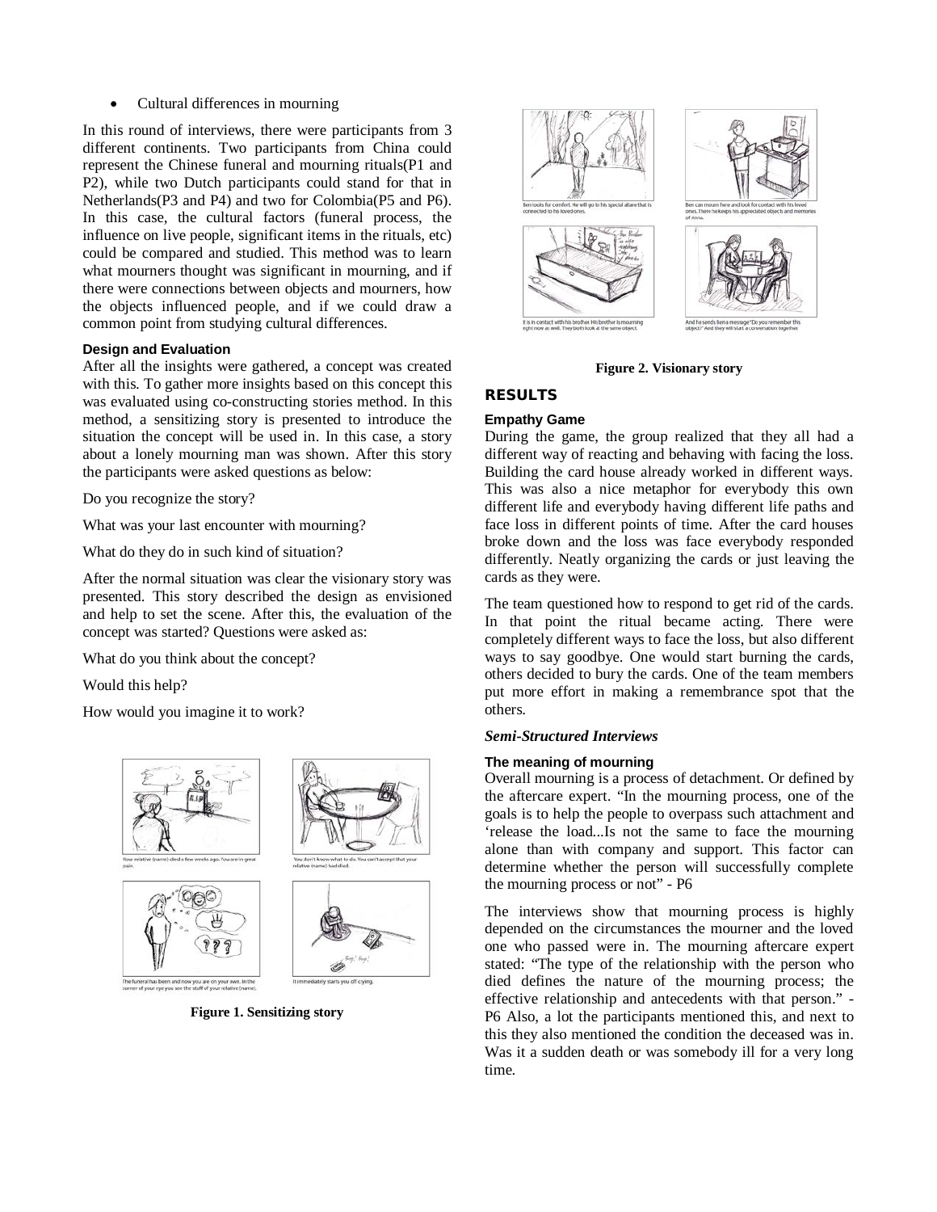- Cultural differences in mourning

In this round of interviews, there were participants from 3 different continents. Two participants from China could represent the Chinese funeral and mourning rituals(P1 and P2), while two Dutch participants could stand for that in Netherlands(P3 and P4) and two for Colombia(P5 and P6). In this case, the cultural factors (funeral process, the influence on live people, significant items in the rituals, etc) could be compared and studied. This method was to learn what mourners thought was significant in mourning, and if there were connections between objects and mourners, how the objects influenced people, and if we could draw a common point from studying cultural differences.

#### Design and Evaluation

After all the insights were gathered, a concept was created with this. To gather more insights based on this concept this was evaluated using co-constructing stories method. In this method, a sensitizing story is presented to introduce the situation the concept will be used in. In this case, a story about a lonely mourning man was shown. After this story the participants were asked questions as below:

Do you recognize the story?

What was your last encounter with mourning?

What do they do in such kind of situation?

After the normal situation was clear the visionary story was presented. This story described the design as envisioned and help to set the scene. After this, the evaluation of the concept was started? Questions were asked as:

What do you think about the concept?

Would this help?

How would you imagine it to work?

**Figure 1. Sensitizing story**

**Figure 2. Visionary story**

## RESULTS

#### Empathy Game

During the game, the group realized that they all had a different way of reacting and behaving with facing the loss. Building the card house already worked in different ways. This was also a nice metaphor for everybody this own different life and everybody having different life paths and face loss in different points of time. After the card houses broke down and the loss was face everybody responded differently. Neatly organizing the cards or just leaving the cards as they were.

The team questioned how to respond to get rid of the cards. In that point the ritual became acting. There were completely different ways to face the loss, but also different ways to say goodbye. One would start burning the cards, others decided to bury the cards. One of the team members put more effort in making a remembrance spot that the others.

### *Semi-Structured Interviews*

#### The meaning of mourning

Overall mourning is a process of detachment. Or defined by the aftercare expert. "In the mourning process, one of the goals is to help the people to overpass such attachment and 'release the load...Is not the same to face the mourning alone than with company and support. This factor can determine whether the person will successfully complete the mourning process or not" - P6

The interviews show that mourning process is highly depended on the circumstances the mourner and the loved one who passed were in. The mourning aftercare expert stated: "The type of the relationship with the person who died defines the nature of the mourning process; the effective relationship and antecedents with that person." - P6 Also, a lot the participants mentioned this, and next to this they also mentioned the condition the deceased was in. Was it a sudden death or was somebody ill for a very long time.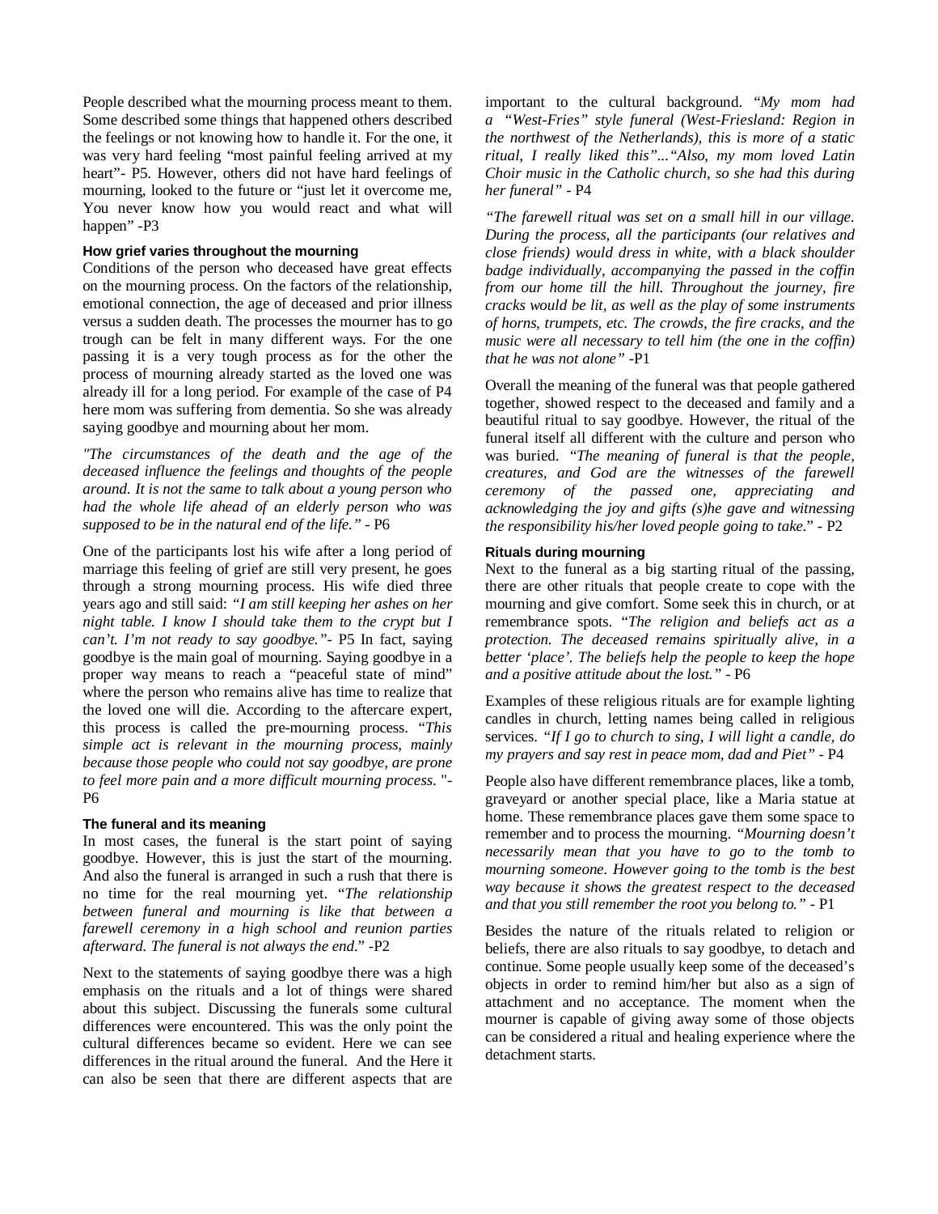People described what the mourning process meant to them. Some described some things that happened others described the feelings or not knowing how to handle it. For the one, it was very hard feeling "most painful feeling arrived at my heart"- P5. However, others did not have hard feelings of mourning, looked to the future or "just let it overcome me, You never know how you would react and what will happen" -P3

### How grief varies throughout the mourning

Conditions of the person who deceased have great effects on the mourning process. On the factors of the relationship, emotional connection, the age of deceased and prior illness versus a sudden death. The processes the mourner has to go trough can be felt in many different ways. For the one passing it is a very tough process as for the other the process of mourning already started as the loved one was already ill for a long period. For example of the case of P4 here mom was suffering from dementia. So she was already saying goodbye and mourning about her mom.

*"The circumstances of the death and the age of the deceased influence the feelings and thoughts of the people around. It is not the same to talk about a young person who had the whole life ahead of an elderly person who was supposed to be in the natural end of the life."* - P6

One of the participants lost his wife after a long period of marriage this feeling of grief are still very present, he goes through a strong mourning process. His wife died three years ago and still said: *"I am still keeping her ashes on her night table. I know I should take them to the crypt but I can't. I'm not ready to say goodbye."*- P5 In fact, saying goodbye is the main goal of mourning. Saying goodbye in a proper way means to reach a "peaceful state of mind" where the person who remains alive has time to realize that the loved one will die. According to the aftercare expert, this process is called the pre-mourning process. *"This simple act is relevant in the mourning process, mainly because those people who could not say goodbye, are prone to feel more pain and a more difficult mourning process.* "- P6

### The funeral and its meaning

In most cases, the funeral is the start point of saying goodbye. However, this is just the start of the mourning. And also the funeral is arranged in such a rush that there is no time for the real mourning yet. "*The relationship between funeral and mourning is like that between a farewell ceremony in a high school and reunion parties afterward. The funeral is not always the end.*" -P2

Next to the statements of saying goodbye there was a high emphasis on the rituals and a lot of things were shared about this subject. Discussing the funerals some cultural differences were encountered. This was the only point the cultural differences became so evident. Here we can see differences in the ritual around the funeral. And the Here it can also be seen that there are different aspects that are important to the cultural background. *"My mom had a "West-Fries" style funeral (West-Friesland: Region in the northwest of the Netherlands), this is more of a static ritual, I really liked this"..."Also, my mom loved Latin Choir music in the Catholic church, so she had this during her funeral"* - P4

*"The farewell ritual was set on a small hill in our village. During the process, all the participants (our relatives and close friends) would dress in white, with a black shoulder badge individually, accompanying the passed in the coffin from our home till the hill. Throughout the journey, fire cracks would be lit, as well as the play of some instruments of horns, trumpets, etc. The crowds, the fire cracks, and the music were all necessary to tell him (the one in the coffin) that he was not alone"* -P1

Overall the meaning of the funeral was that people gathered together, showed respect to the deceased and family and a beautiful ritual to say goodbye. However, the ritual of the funeral itself all different with the culture and person who was buried. "*The meaning of funeral is that the people, creatures, and God are the witnesses of the farewell ceremony of the passed one, appreciating and acknowledging the joy and gifts (s)he gave and witnessing the responsibility his/her loved people going to take.*" - P2

### Rituals during mourning

Next to the funeral as a big starting ritual of the passing, there are other rituals that people create to cope with the mourning and give comfort. Some seek this in church, or at remembrance spots. "*The religion and beliefs act as a protection. The deceased remains spiritually alive, in a better 'place'. The beliefs help the people to keep the hope and a positive attitude about the lost."* - P6

Examples of these religious rituals are for example lighting candles in church, letting names being called in religious services. *"If I go to church to sing, I will light a candle, do my prayers and say rest in peace mom, dad and Piet"* - P4

People also have different remembrance places, like a tomb, graveyard or another special place, like a Maria statue at home. These remembrance places gave them some space to remember and to process the mourning. *"Mourning doesn't necessarily mean that you have to go to the tomb to mourning someone. However going to the tomb is the best way because it shows the greatest respect to the deceased and that you still remember the root you belong to."* - P1

Besides the nature of the rituals related to religion or beliefs, there are also rituals to say goodbye, to detach and continue. Some people usually keep some of the deceased's objects in order to remind him/her but also as a sign of attachment and no acceptance. The moment when the mourner is capable of giving away some of those objects can be considered a ritual and healing experience where the detachment starts.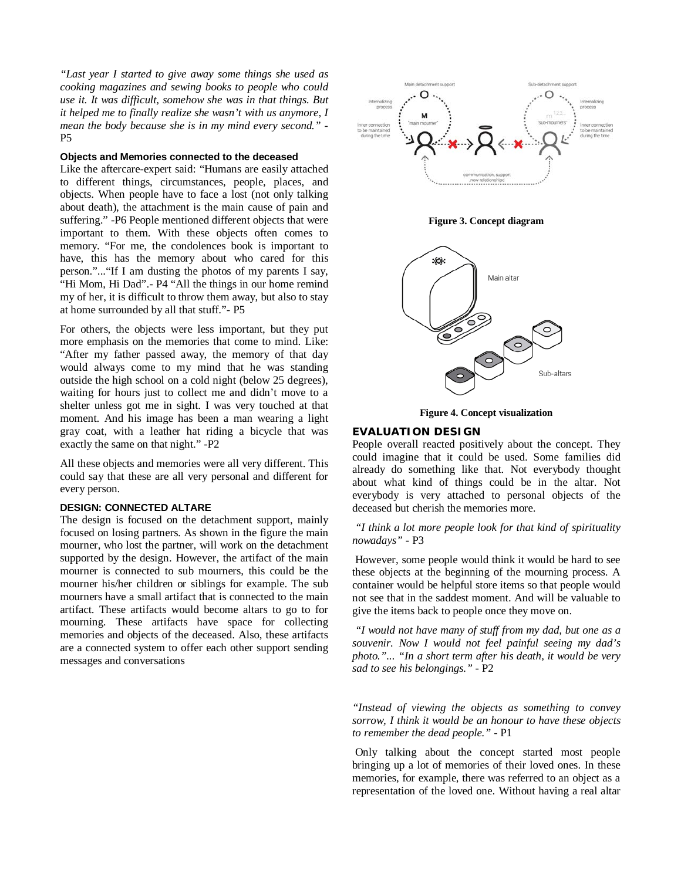*"Last year I started to give away some things she used as cooking magazines and sewing books to people who could use it. It was difficult, somehow she was in that things. But it helped me to finally realize she wasn't with us anymore, I mean the body because she is in my mind every second."* - P5

### Objects and Memories connected to the deceased

Like the aftercare-expert said: "Humans are easily attached to different things, circumstances, people, places, and objects. When people have to face a lost (not only talking about death), the attachment is the main cause of pain and suffering." -P6 People mentioned different objects that were important to them. With these objects often comes to memory. "For me, the condolences book is important to have, this has the memory about who cared for this person."..."If I am dusting the photos of my parents I say, "Hi Mom, Hi Dad".- P4 "All the things in our home remind my of her, it is difficult to throw them away, but also to stay at home surrounded by all that stuff."- P5

For others, the objects were less important, but they put more emphasis on the memories that come to mind. Like: "After my father passed away, the memory of that day would always come to my mind that he was standing outside the high school on a cold night (below 25 degrees), waiting for hours just to collect me and didn't move to a shelter unless got me in sight. I was very touched at that moment. And his image has been a man wearing a light gray coat, with a leather hat riding a bicycle that was exactly the same on that night." -P2

All these objects and memories were all very different. This could say that these are all very personal and different for every person.

### DESIGN: CONNECTED ALTARE

The design is focused on the detachment support, mainly focused on losing partners. As shown in the figure the main mourner, who lost the partner, will work on the detachment supported by the design. However, the artifact of the main mourner is connected to sub mourners, this could be the mourner his/her children or siblings for example. The sub mourners have a small artifact that is connected to the main artifact. These artifacts would become altars to go to for mourning. These artifacts have space for collecting memories and objects of the deceased. Also, these artifacts are a connected system to offer each other support sending messages and conversations

**Figure 3. Concept diagram**

**Figure 4. Concept visualization**

## EVALUATION DESIGN

People overall reacted positively about the concept. They could imagine that it could be used. Some families did already do something like that. Not everybody thought about what kind of things could be in the altar. Not everybody is very attached to personal objects of the deceased but cherish the memories more.

*"I think a lot more people look for that kind of spirituality nowadays"* - P3

However, some people would think it would be hard to see these objects at the beginning of the mourning process. A container would be helpful store items so that people would not see that in the saddest moment. And will be valuable to give the items back to people once they move on.

*"I would not have many of stuff from my dad, but one as a souvenir. Now I would not feel painful seeing my dad's photo."... "In a short term after his death, it would be very sad to see his belongings."* - P2

*"Instead of viewing the objects as something to convey sorrow, I think it would be an honour to have these objects to remember the dead people."* - P1

Only talking about the concept started most people bringing up a lot of memories of their loved ones. In these memories, for example, there was referred to an object as a representation of the loved one. Without having a real altar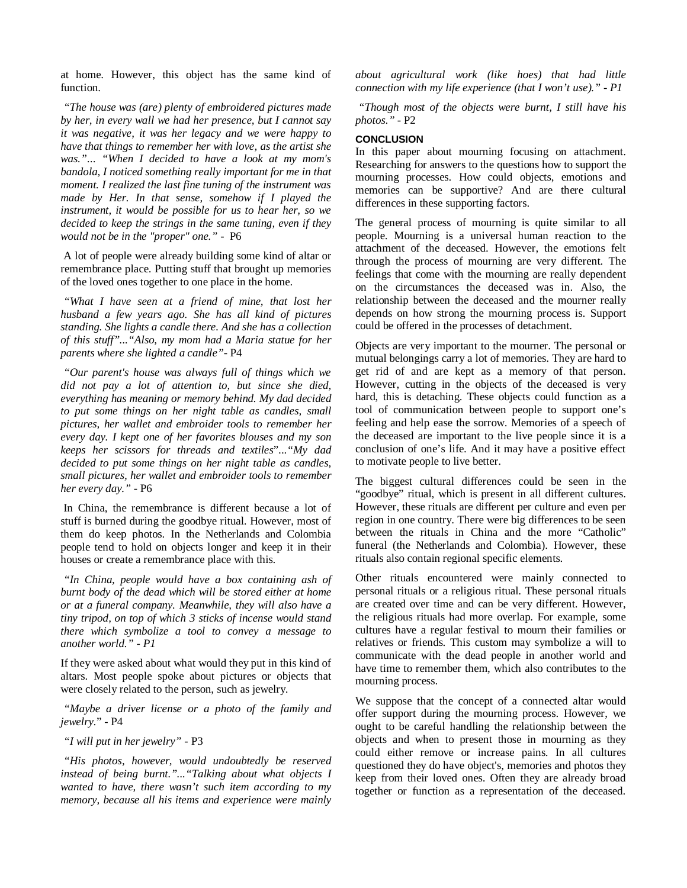at home. However, this object has the same kind of function.

*"The house was (are) plenty of embroidered pictures made by her, in every wall we had her presence, but I cannot say it was negative, it was her legacy and we were happy to have that things to remember her with love, as the artist she was."... "When I decided to have a look at my mom's bandola, I noticed something really important for me in that moment. I realized the last fine tuning of the instrument was made by Her. In that sense, somehow if I played the instrument, it would be possible for us to hear her, so we decided to keep the strings in the same tuning, even if they would not be in the "proper" one."* - P6

A lot of people were already building some kind of altar or remembrance place. Putting stuff that brought up memories of the loved ones together to one place in the home.

*"What I have seen at a friend of mine, that lost her husband a few years ago. She has all kind of pictures standing. She lights a candle there. And she has a collection of this stuff"..."Also, my mom had a Maria statue for her parents where she lighted a candle"*- P4

*"Our parent's house was always full of things which we did not pay a lot of attention to, but since she died, everything has meaning or memory behind. My dad decided to put some things on her night table as candles, small pictures, her wallet and embroider tools to remember her every day. I kept one of her favorites blouses and my son keeps her scissors for threads and textiles"..."My dad decided to put some things on her night table as candles, small pictures, her wallet and embroider tools to remember her every day."* - P6

In China, the remembrance is different because a lot of stuff is burned during the goodbye ritual. However, most of them do keep photos. In the Netherlands and Colombia people tend to hold on objects longer and keep it in their houses or create a remembrance place with this.

*"In China, people would have a box containing ash of burnt body of the dead which will be stored either at home or at a funeral company. Meanwhile, they will also have a tiny tripod, on top of which 3 sticks of incense would stand there which symbolize a tool to convey a message to another world." - P1*

If they were asked about what would they put in this kind of altars. Most people spoke about pictures or objects that were closely related to the person, such as jewelry.

*"Maybe a driver license or a photo of the family and jewelry."* - P4

*"I will put in her jewelry"* - P3

*"His photos, however, would undoubtedly be reserved instead of being burnt."..."Talking about what objects I wanted to have, there wasn't such item according to my memory, because all his items and experience were mainly about agricultural work (like hoes) that had little connection with my life experience (that I won't use)." - P1*

*"Though most of the objects were burnt, I still have his photos."* - P2

## CONCLUSION

In this paper about mourning focusing on attachment. Researching for answers to the questions how to support the mourning processes. How could objects, emotions and memories can be supportive? And are there cultural differences in these supporting factors.

The general process of mourning is quite similar to all people. Mourning is a universal human reaction to the attachment of the deceased. However, the emotions felt through the process of mourning are very different. The feelings that come with the mourning are really dependent on the circumstances the deceased was in. Also, the relationship between the deceased and the mourner really depends on how strong the mourning process is. Support could be offered in the processes of detachment.

Objects are very important to the mourner. The personal or mutual belongings carry a lot of memories. They are hard to get rid of and are kept as a memory of that person. However, cutting in the objects of the deceased is very hard, this is detaching. These objects could function as a tool of communication between people to support one's feeling and help ease the sorrow. Memories of a speech of the deceased are important to the live people since it is a conclusion of one's life. And it may have a positive effect to motivate people to live better.

The biggest cultural differences could be seen in the "goodbye" ritual, which is present in all different cultures. However, these rituals are different per culture and even per region in one country. There were big differences to be seen between the rituals in China and the more "Catholic" funeral (the Netherlands and Colombia). However, these rituals also contain regional specific elements.

Other rituals encountered were mainly connected to personal rituals or a religious ritual. These personal rituals are created over time and can be very different. However, the religious rituals had more overlap. For example, some cultures have a regular festival to mourn their families or relatives or friends. This custom may symbolize a will to communicate with the dead people in another world and have time to remember them, which also contributes to the mourning process.

We suppose that the concept of a connected altar would offer support during the mourning process. However, we ought to be careful handling the relationship between the objects and when to present those in mourning as they could either remove or increase pains. In all cultures questioned they do have object's, memories and photos they keep from their loved ones. Often they are already broad together or function as a representation of the deceased.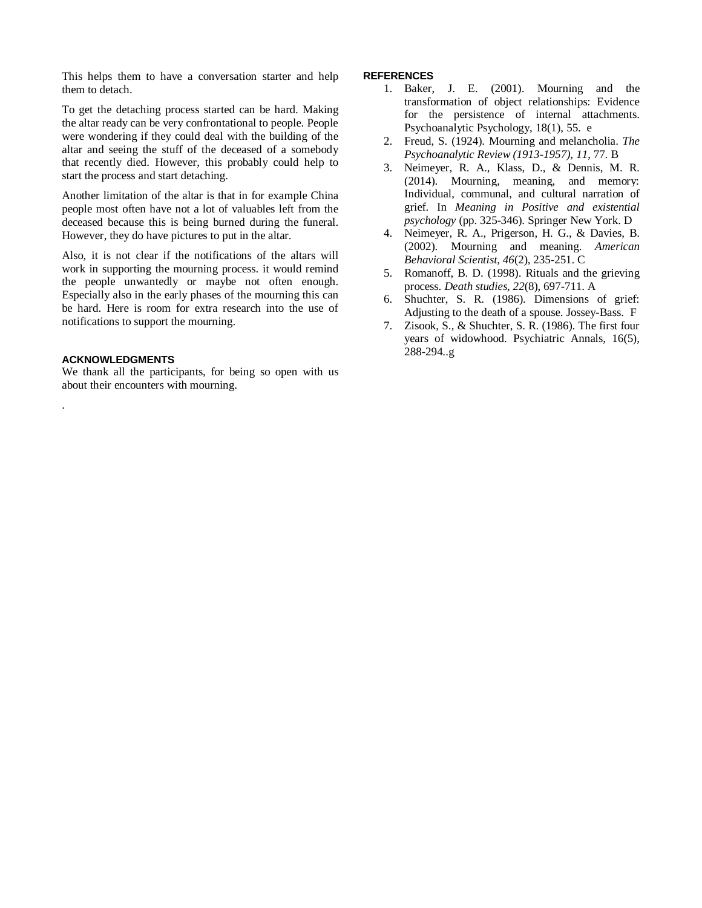This helps them to have a conversation starter and help them to detach.

To get the detaching process started can be hard. Making the altar ready can be very confrontational to people. People were wondering if they could deal with the building of the altar and seeing the stuff of the deceased of a somebody that recently died. However, this probably could help to start the process and start detaching.

Another limitation of the altar is that in for example China people most often have not a lot of valuables left from the deceased because this is being burned during the funeral. However, they do have pictures to put in the altar.

Also, it is not clear if the notifications of the altars will work in supporting the mourning process. it would remind the people unwantedly or maybe not often enough. Especially also in the early phases of the mourning this can be hard. Here is room for extra research into the use of notifications to support the mourning.

## ACKNOWLEDGMENTS

We thank all the participants, for being so open with us about their encounters with mourning.

.

## REFERENCES

1. Baker, J. E. (2001). Mourning and the transformation of object relationships: Evidence for the persistence of internal attachments. Psychoanalytic Psychology, 18(1), 55. e
2. Freud, S. (1924). Mourning and melancholia. *The Psychoanalytic Review (1913-1957)*, *11*, 77. B
3. Neimeyer, R. A., Klass, D., & Dennis, M. R. (2014). Mourning, meaning, and memory: Individual, communal, and cultural narration of grief. In *Meaning in Positive and existential psychology* (pp. 325-346). Springer New York. D
4. Neimeyer, R. A., Prigerson, H. G., & Davies, B. (2002). Mourning and meaning. *American Behavioral Scientist*, *46*(2), 235-251. C
5. Romanoff, B. D. (1998). Rituals and the grieving process. *Death studies*, *22*(8), 697-711. A
6. Shuchter, S. R. (1986). Dimensions of grief: Adjusting to the death of a spouse. Jossey-Bass. F
7. Zisook, S., & Shuchter, S. R. (1986). The first four years of widowhood. Psychiatric Annals, 16(5), 288-294..g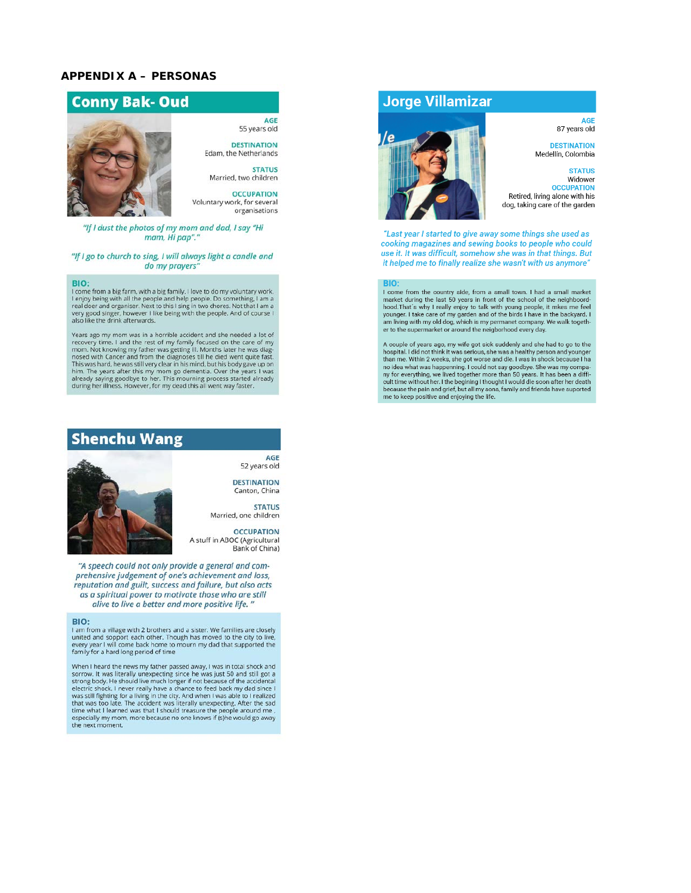# APPENDIX A – PERSONAS

## Conny Bak- Oud

**AGE**
55 years old

**DESTINATION**
Edam, the Netherlands

**STATUS**
Married, two children

**OCCUPATION**
Voluntary work, for several organisations

*"If I dust the photos of my mom and dad, I say "Hi mam, Hi pap"."*

*"If I go to church to sing, I will always light a candle and do my prayers"*

**BIO:**
I come from a big farm, with a big family. I love to do my voluntary work. I enjoy being with all the people and help people. Do something, I am a real doer and organiser. Next to this I sing in two chores. Not that I am a very good singer, however I like being with the people. And of course I also like the drink afterwards.

Years ago my mom was in a horrible accident and she needed a lot of recovery time. I and the rest of my family focused on the care of my mom. Not knowing my father was getting ill. Months later he was diagnosed with Cancer and from the diagnoses till he died went quite fast. This was hard, he was still very clear in his mind, but his body gave up on him. The years after this my mom go dementia. Over the years I was already saying goodbye to her. This mourning process started already during her illness. However, for my dead this all went way faster.

## Jorge Villamizar

**AGE**
87 years old

**DESTINATION**
Medellin, Colombia

**STATUS**
Widower

**OCCUPATION**
Retired, living alone with his dog, taking care of the garden

*"Last year I started to give away some things she used as cooking magazines and sewing books to people who could use it. It was difficult, somehow she was in that things. But it helped me to finally realize she wasn't with us anymore"*

**BIO:**
I come from the country side, from a small town. I had a small market market during the last 50 years in front of the school of the neigboordhood. That's why I really enjoy to talk with young people, it mkes me feel younger. I take care of my garden and of the birds I have in the backyard. I am living with my old dog, which is my permanet company. We walk together to the supermarket or around the neigborhood every day.

A couple of years ago, my wife got sick suddenly and she had to go to the hospital. I did not think it was serious, she was a healthy person and younger than me. Within 2 weeks, she got worse and die. I was in shock because I ha no idea what was happenning. I could not say goodbye. She was my company for everything, we lived together more than 50 years. It has been a difficult time without her. I the begining I thought I would die soon after her death because the pain and grief, but all my sons, family and friends have suported me to keep positive and enjoying the life.

## Shenchu Wang

**AGE**
52 years old

**DESTINATION**
Canton, China

**STATUS**
Married, one children

**OCCUPATION**
A stuff in ABOC (Agricultural Bank of China)

*"A speech could not only provide a general and comprehensive judgement of one's achievement and loss, reputation and guilt, success and failure, but also acts as a spiritual power to motivate those who are still alive to live a better and more positive life."*

**BIO:**
I am from a village with 2 brothers and a sister. We families are closely united and sopport each other. Though has moved to the city to live, every year I will come back home to mourn my dad that supported the family for a hard long period of time

When I heard the news my father passed away, I was in total shock and sorrow. It was literally unexpecting since he was just 50 and still got a strong body. He should live much longer if not because of the accidental electric shock. I never really have a chance to feed back my dad since I was still fighting for a living in the city. And when I was able to I realized that was too late. The accident was literally unexpecting. After the sad time what I learned was that I should treasure the people around me, especially my mom, more because no one knows if (s)he would go away the next moment.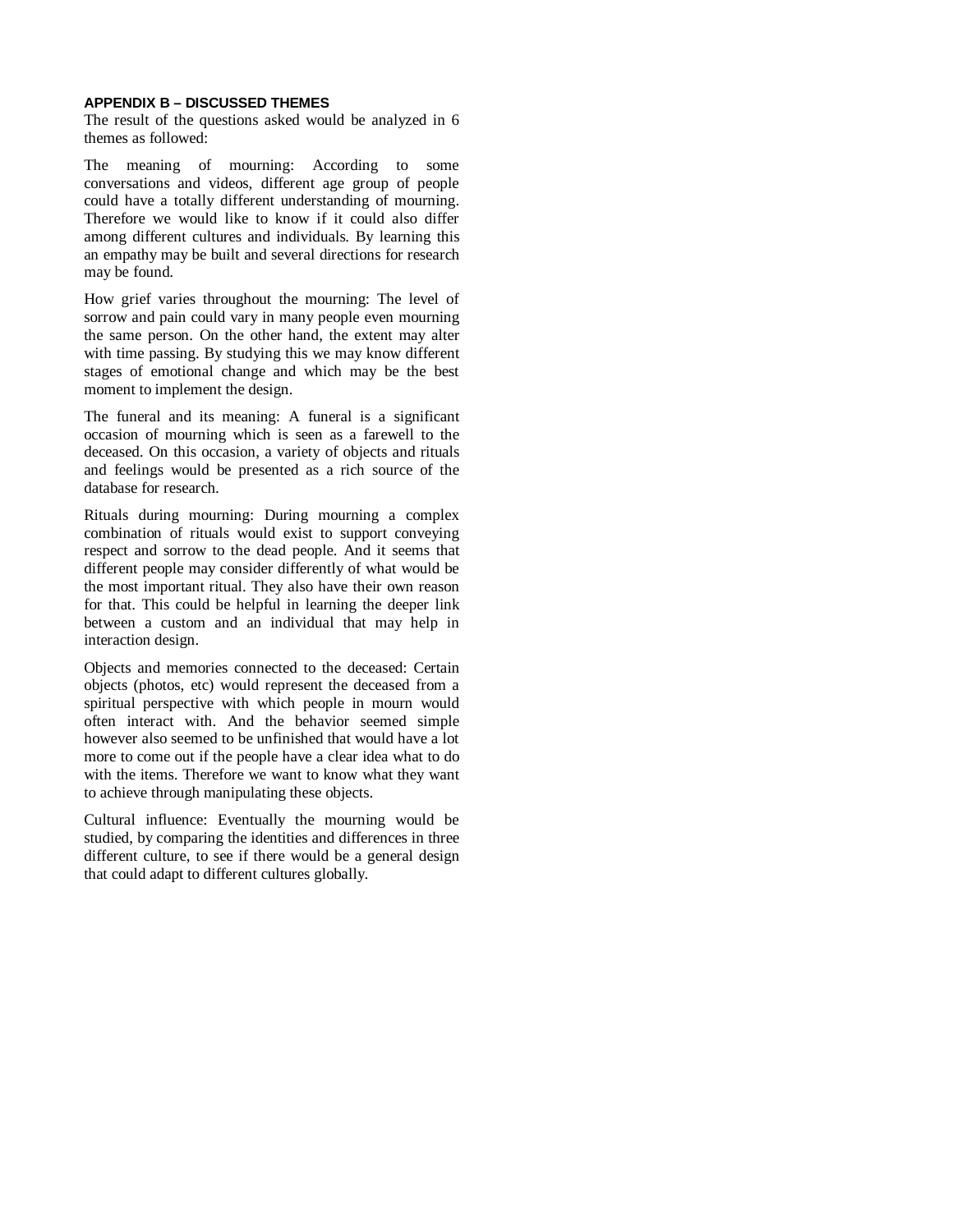## APPENDIX B – DISCUSSED THEMES

The result of the questions asked would be analyzed in 6 themes as followed:

The meaning of mourning: According to some conversations and videos, different age group of people could have a totally different understanding of mourning. Therefore we would like to know if it could also differ among different cultures and individuals. By learning this an empathy may be built and several directions for research may be found.

How grief varies throughout the mourning: The level of sorrow and pain could vary in many people even mourning the same person. On the other hand, the extent may alter with time passing. By studying this we may know different stages of emotional change and which may be the best moment to implement the design.

The funeral and its meaning: A funeral is a significant occasion of mourning which is seen as a farewell to the deceased. On this occasion, a variety of objects and rituals and feelings would be presented as a rich source of the database for research.

Rituals during mourning: During mourning a complex combination of rituals would exist to support conveying respect and sorrow to the dead people. And it seems that different people may consider differently of what would be the most important ritual. They also have their own reason for that. This could be helpful in learning the deeper link between a custom and an individual that may help in interaction design.

Objects and memories connected to the deceased: Certain objects (photos, etc) would represent the deceased from a spiritual perspective with which people in mourn would often interact with. And the behavior seemed simple however also seemed to be unfinished that would have a lot more to come out if the people have a clear idea what to do with the items. Therefore we want to know what they want to achieve through manipulating these objects.

Cultural influence: Eventually the mourning would be studied, by comparing the identities and differences in three different culture, to see if there would be a general design that could adapt to different cultures globally.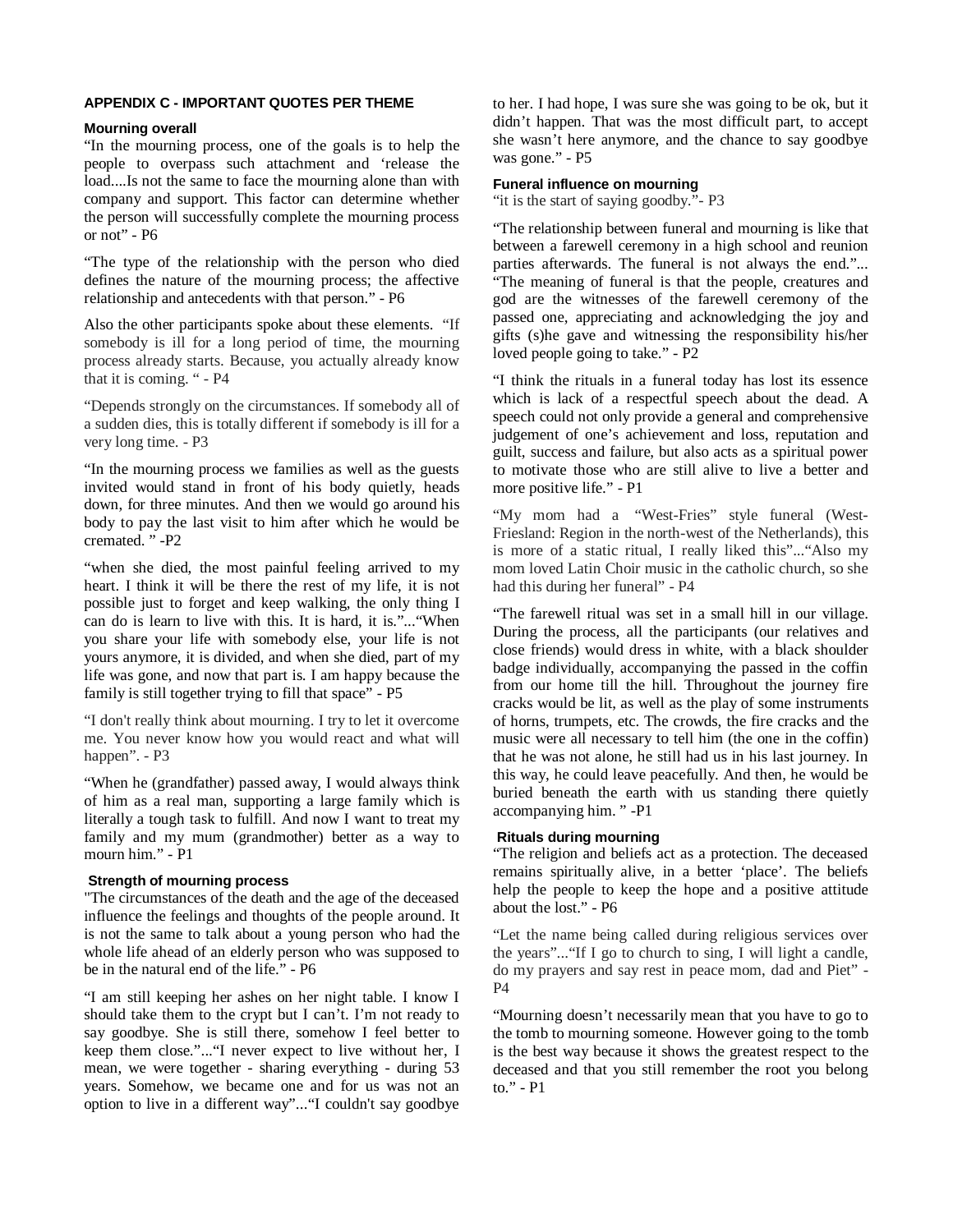### APPENDIX C - IMPORTANT QUOTES PER THEME

#### Mourning overall

"In the mourning process, one of the goals is to help the people to overpass such attachment and 'release the load....Is not the same to face the mourning alone than with company and support. This factor can determine whether the person will successfully complete the mourning process or not" - P6

"The type of the relationship with the person who died defines the nature of the mourning process; the affective relationship and antecedents with that person." - P6

Also the other participants spoke about these elements. "If somebody is ill for a long period of time, the mourning process already starts. Because, you actually already know that it is coming. " - P4

"Depends strongly on the circumstances. If somebody all of a sudden dies, this is totally different if somebody is ill for a very long time. - P3

"In the mourning process we families as well as the guests invited would stand in front of his body quietly, heads down, for three minutes. And then we would go around his body to pay the last visit to him after which he would be cremated. " -P2

"when she died, the most painful feeling arrived to my heart. I think it will be there the rest of my life, it is not possible just to forget and keep walking, the only thing I can do is learn to live with this. It is hard, it is."..."When you share your life with somebody else, your life is not yours anymore, it is divided, and when she died, part of my life was gone, and now that part is. I am happy because the family is still together trying to fill that space" - P5

"I don't really think about mourning. I try to let it overcome me. You never know how you would react and what will happen". - P3

"When he (grandfather) passed away, I would always think of him as a real man, supporting a large family which is literally a tough task to fulfill. And now I want to treat my family and my mum (grandmother) better as a way to mourn him." - P1

#### Strength of mourning process

"The circumstances of the death and the age of the deceased influence the feelings and thoughts of the people around. It is not the same to talk about a young person who had the whole life ahead of an elderly person who was supposed to be in the natural end of the life." - P6

"I am still keeping her ashes on her night table. I know I should take them to the crypt but I can't. I'm not ready to say goodbye. She is still there, somehow I feel better to keep them close."..."I never expect to live without her, I mean, we were together - sharing everything - during 53 years. Somehow, we became one and for us was not an option to live in a different way"..."I couldn't say goodbye to her. I had hope, I was sure she was going to be ok, but it didn't happen. That was the most difficult part, to accept she wasn't here anymore, and the chance to say goodbye was gone." - P5

#### Funeral influence on mourning

"it is the start of saying goodby."- P3

"The relationship between funeral and mourning is like that between a farewell ceremony in a high school and reunion parties afterwards. The funeral is not always the end."... "The meaning of funeral is that the people, creatures and god are the witnesses of the farewell ceremony of the passed one, appreciating and acknowledging the joy and gifts (s)he gave and witnessing the responsibility his/her loved people going to take." - P2

"I think the rituals in a funeral today has lost its essence which is lack of a respectful speech about the dead. A speech could not only provide a general and comprehensive judgement of one's achievement and loss, reputation and guilt, success and failure, but also acts as a spiritual power to motivate those who are still alive to live a better and more positive life." - P1

"My mom had a "West-Fries" style funeral (West-Friesland: Region in the north-west of the Netherlands), this is more of a static ritual, I really liked this"..."Also my mom loved Latin Choir music in the catholic church, so she had this during her funeral" - P4

"The farewell ritual was set in a small hill in our village. During the process, all the participants (our relatives and close friends) would dress in white, with a black shoulder badge individually, accompanying the passed in the coffin from our home till the hill. Throughout the journey fire cracks would be lit, as well as the play of some instruments of horns, trumpets, etc. The crowds, the fire cracks and the music were all necessary to tell him (the one in the coffin) that he was not alone, he still had us in his last journey. In this way, he could leave peacefully. And then, he would be buried beneath the earth with us standing there quietly accompanying him. " -P1

#### Rituals during mourning

"The religion and beliefs act as a protection. The deceased remains spiritually alive, in a better 'place'. The beliefs help the people to keep the hope and a positive attitude about the lost." - P6

"Let the name being called during religious services over the years"..."If I go to church to sing, I will light a candle, do my prayers and say rest in peace mom, dad and Piet" - P4

"Mourning doesn't necessarily mean that you have to go to the tomb to mourning someone. However going to the tomb is the best way because it shows the greatest respect to the deceased and that you still remember the root you belong to." - P1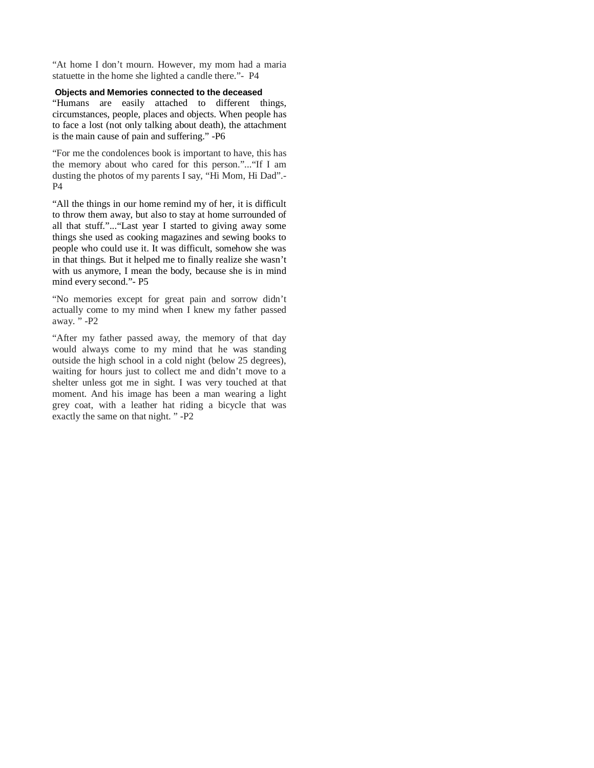“At home I don’t mourn. However, my mom had a maria statuette in the home she lighted a candle there.”- P4

**Objects and Memories connected to the deceased**

“Humans are easily attached to different things, circumstances, people, places and objects. When people has to face a lost (not only talking about death), the attachment is the main cause of pain and suffering.” -P6

“For me the condolences book is important to have, this has the memory about who cared for this person.”...“If I am dusting the photos of my parents I say, “Hi Mom, Hi Dad”.- P4

“All the things in our home remind my of her, it is difficult to throw them away, but also to stay at home surrounded of all that stuff.”...“Last year I started to giving away some things she used as cooking magazines and sewing books to people who could use it. It was difficult, somehow she was in that things. But it helped me to finally realize she wasn’t with us anymore, I mean the body, because she is in mind mind every second.”- P5

“No memories except for great pain and sorrow didn’t actually come to my mind when I knew my father passed away. ” -P2

“After my father passed away, the memory of that day would always come to my mind that he was standing outside the high school in a cold night (below 25 degrees), waiting for hours just to collect me and didn’t move to a shelter unless got me in sight. I was very touched at that moment. And his image has been a man wearing a light grey coat, with a leather hat riding a bicycle that was exactly the same on that night. ” -P2